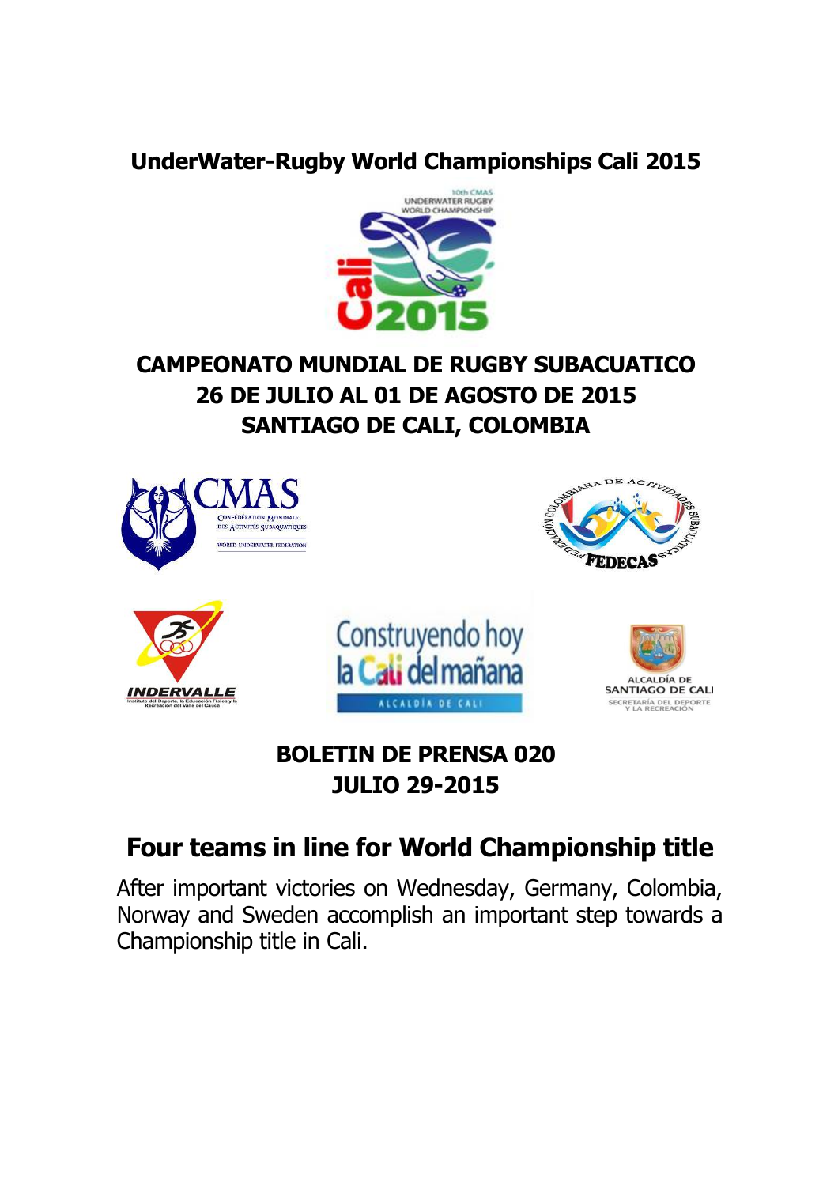# UnderWater-Rugby World Championships Cali 2015

## CAMPEONATO MUNDIAL DE RUGBY SUBACUATICO
## 26 DE JULIO AL 01 DE AGOSTO DE 2015
## SANTIAGO DE CALI, COLOMBIA

### BOLETIN DE PRENSA 020
### JULIO 29-2015

## Four teams in line for World Championship title

After important victories on Wednesday, Germany, Colombia, Norway and Sweden accomplish an important step towards a Championship title in Cali.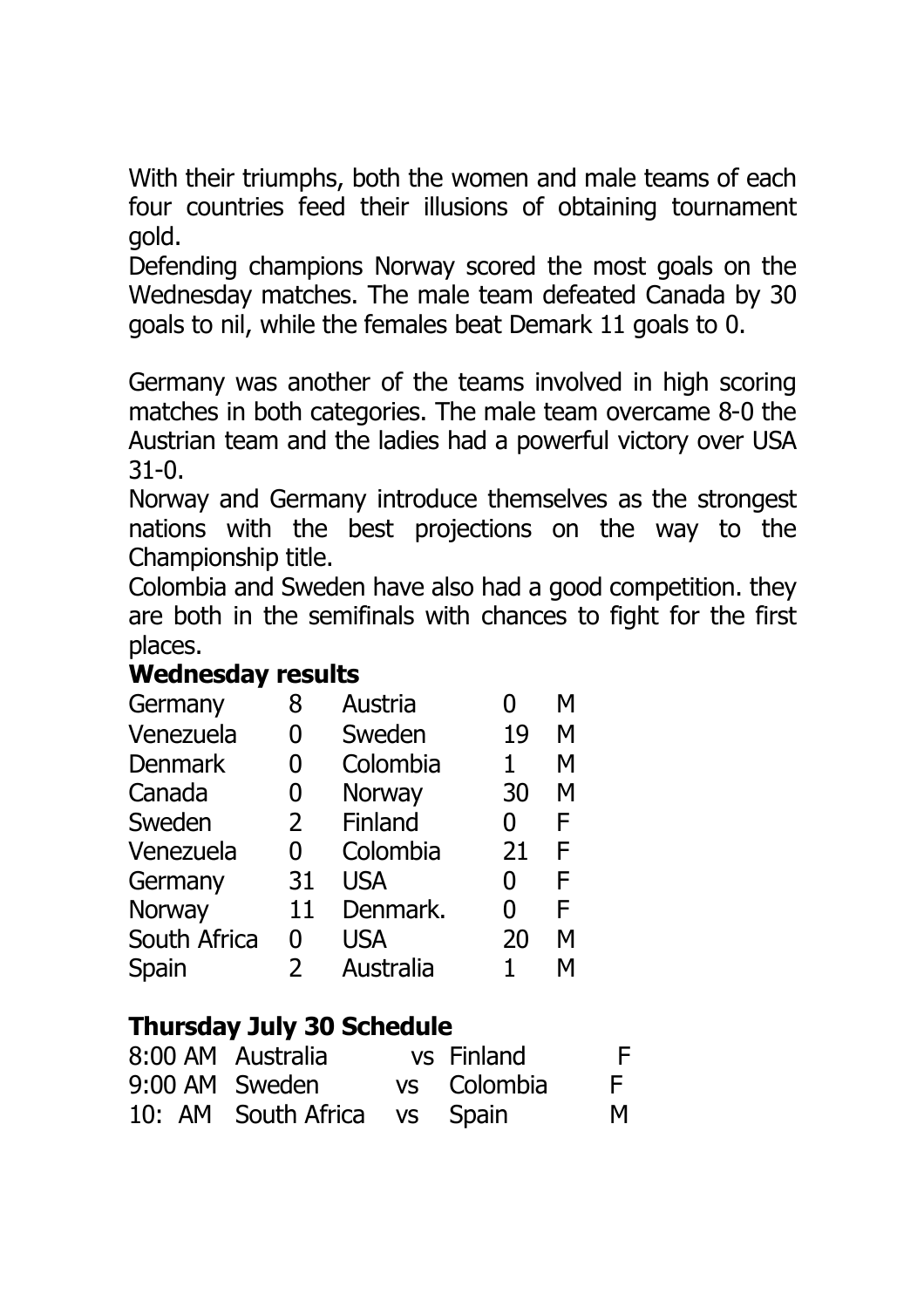With their triumphs, both the women and male teams of each four countries feed their illusions of obtaining tournament gold.

Defending champions Norway scored the most goals on the Wednesday matches. The male team defeated Canada by 30 goals to nil, while the females beat Demark 11 goals to 0.

Germany was another of the teams involved in high scoring matches in both categories. The male team overcame 8-0 the Austrian team and the ladies had a powerful victory over USA 31-0.

Norway and Germany introduce themselves as the strongest nations with the best projections on the way to the Championship title.

Colombia and Sweden have also had a good competition. they are both in the semifinals with chances to fight for the first places.

**Wednesday results**

| | | | | |
|---|---|---|---|---|
| Germany | 8 | Austria | 0 | M |
| Venezuela | 0 | Sweden | 19 | M |
| Denmark | 0 | Colombia | 1 | M |
| Canada | 0 | Norway | 30 | M |
| Sweden | 2 | Finland | 0 | F |
| Venezuela | 0 | Colombia | 21 | F |
| Germany | 31 | USA | 0 | F |
| Norway | 11 | Denmark. | 0 | F |
| South Africa | 0 | USA | 20 | M |
| Spain | 2 | Australia | 1 | M |

**Thursday July 30 Schedule**

| | | | | |
|---|---|---|---|---|
| 8:00 AM | Australia | vs | Finland | F |
| 9:00 AM | Sweden | vs | Colombia | F |
| 10: AM | South Africa | vs | Spain | M |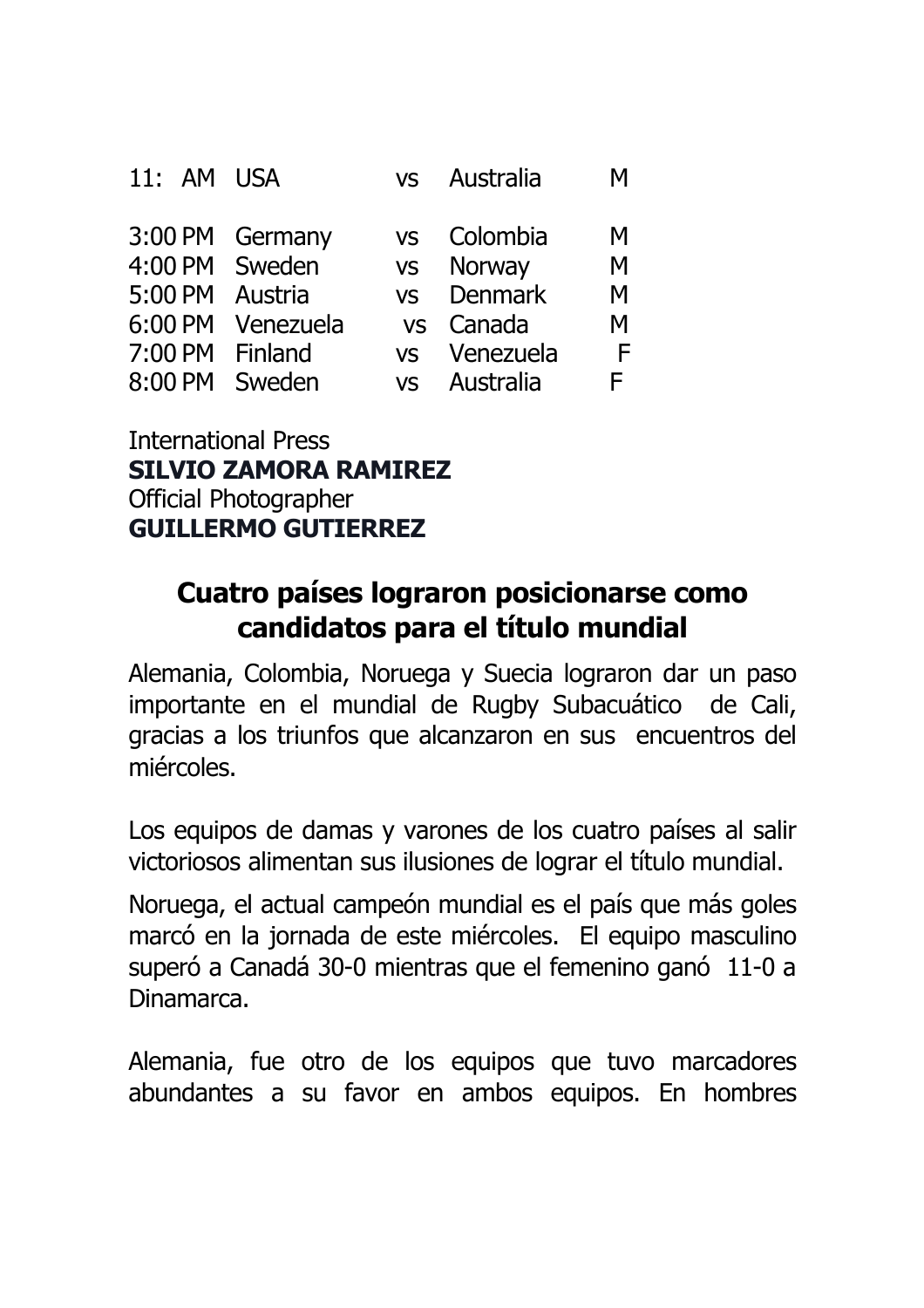| | | | | |
|---|---|---|---|---|
| 11: AM | USA | vs | Australia | M |
| 3:00 PM | Germany | vs | Colombia | M |
| 4:00 PM | Sweden | vs | Norway | M |
| 5:00 PM | Austria | vs | Denmark | M |
| 6:00 PM | Venezuela | vs | Canada | M |
| 7:00 PM | Finland | vs | Venezuela | F |
| 8:00 PM | Sweden | vs | Australia | F |

International Press
**SILVIO ZAMORA RAMIREZ**
Official Photographer
**GUILLERMO GUTIERREZ**

## Cuatro países lograron posicionarse como candidatos para el título mundial

Alemania, Colombia, Noruega y Suecia lograron dar un paso importante en el mundial de Rugby Subacuático de Cali, gracias a los triunfos que alcanzaron en sus encuentros del miércoles.

Los equipos de damas y varones de los cuatro países al salir victoriosos alimentan sus ilusiones de lograr el título mundial.

Noruega, el actual campeón mundial es el país que más goles marcó en la jornada de este miércoles. El equipo masculino superó a Canadá 30-0 mientras que el femenino ganó 11-0 a Dinamarca.

Alemania, fue otro de los equipos que tuvo marcadores abundantes a su favor en ambos equipos. En hombres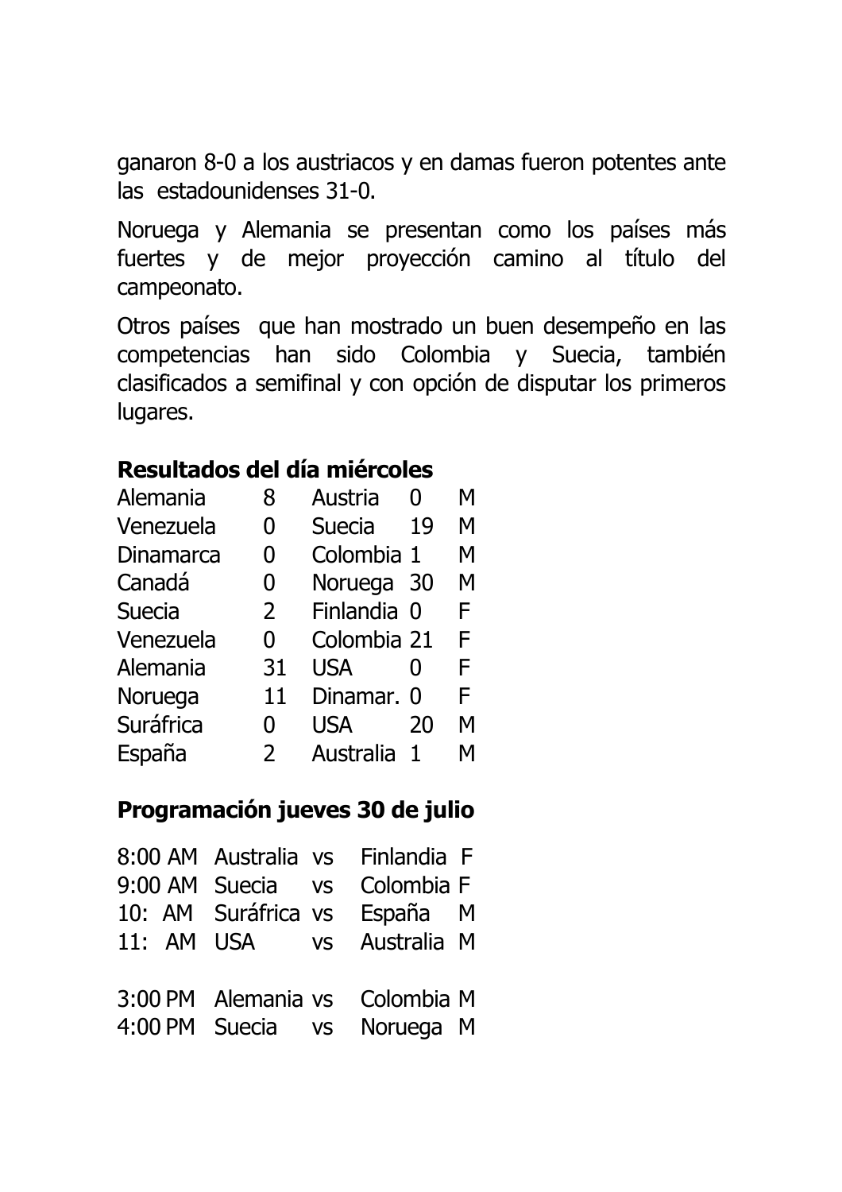ganaron 8-0 a los austriacos y en damas fueron potentes ante las estadounidenses 31-0.

Noruega y Alemania se presentan como los países más fuertes y de mejor proyección camino al título del campeonato.

Otros países que han mostrado un buen desempeño en las competencias han sido Colombia y Suecia, también clasificados a semifinal y con opción de disputar los primeros lugares.

**Resultados del día miércoles**

| | | | | |
|---|---|---|---|---|
| Alemania | 8 | Austria | 0 | M |
| Venezuela | 0 | Suecia | 19 | M |
| Dinamarca | 0 | Colombia | 1 | M |
| Canadá | 0 | Noruega | 30 | M |
| Suecia | 2 | Finlandia | 0 | F |
| Venezuela | 0 | Colombia | 21 | F |
| Alemania | 31 | USA | 0 | F |
| Noruega | 11 | Dinamar. | 0 | F |
| Suráfrica | 0 | USA | 20 | M |
| España | 2 | Australia | 1 | M |

**Programación jueves 30 de julio**

| | | | | |
|---|---|---|---|---|
| 8:00 AM | Australia | vs | Finlandia | F |
| 9:00 AM | Suecia | vs | Colombia | F |
| 10: AM | Suráfrica | vs | España | M |
| 11: AM | USA | vs | Australia | M |
| 3:00 PM | Alemania | vs | Colombia | M |
| 4:00 PM | Suecia | vs | Noruega | M |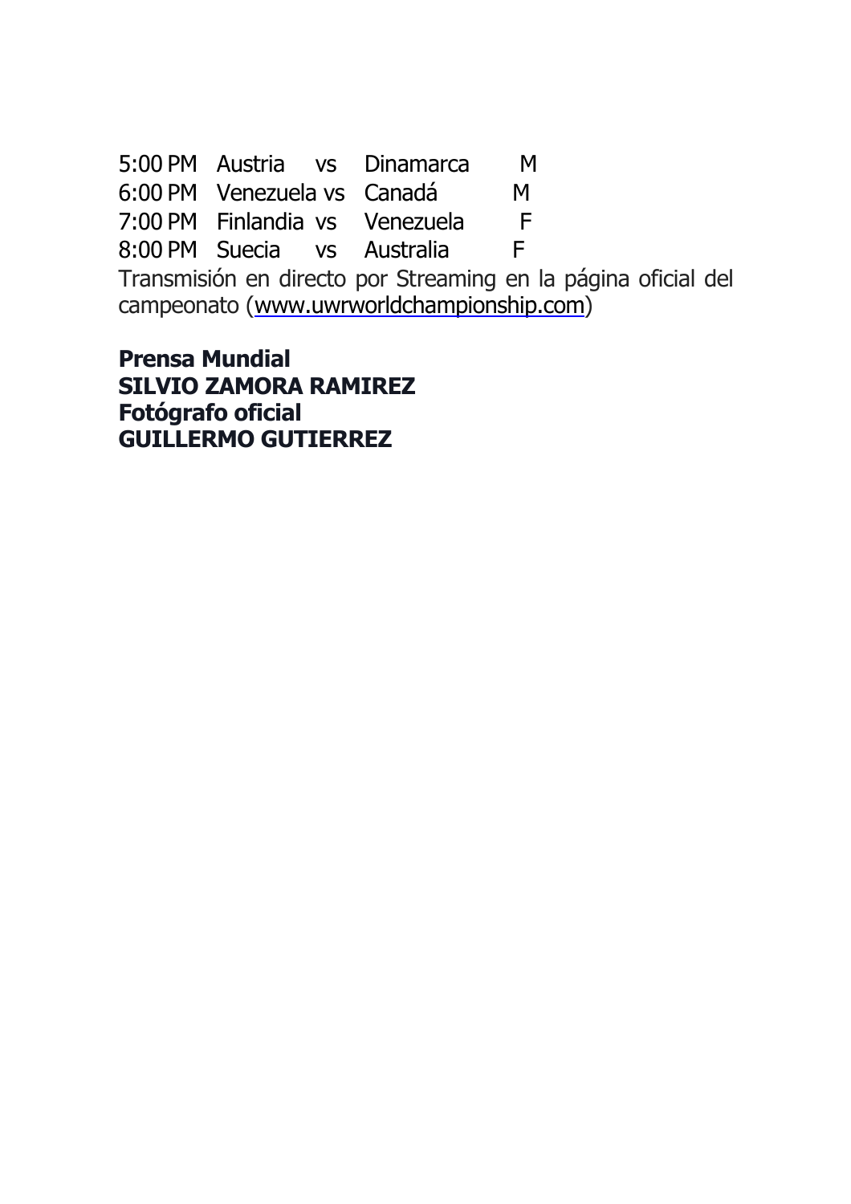| | | | | |
|---|---|---|---|---|
| 5:00 PM | Austria | vs | Dinamarca | M |
| 6:00 PM | Venezuela | vs | Canadá | M |
| 7:00 PM | Finlandia | vs | Venezuela | F |
| 8:00 PM | Suecia | vs | Australia | F |

Transmisión en directo por Streaming en la página oficial del campeonato (www.uwrworldchampionship.com)

**Prensa Mundial**
**SILVIO ZAMORA RAMIREZ**
**Fotógrafo oficial**
**GUILLERMO GUTIERREZ**